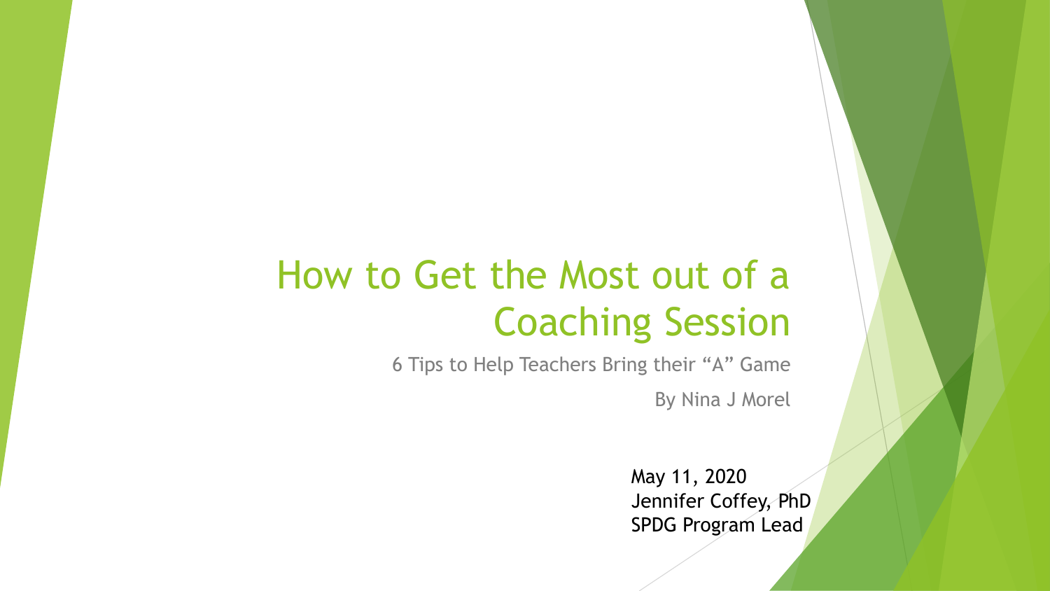# How to Get the Most out of a Coaching Session

6 Tips to Help Teachers Bring their "A" Game

By Nina J Morel

May 11, 2020
Jennifer Coffey, PhD
SPDG Program Lead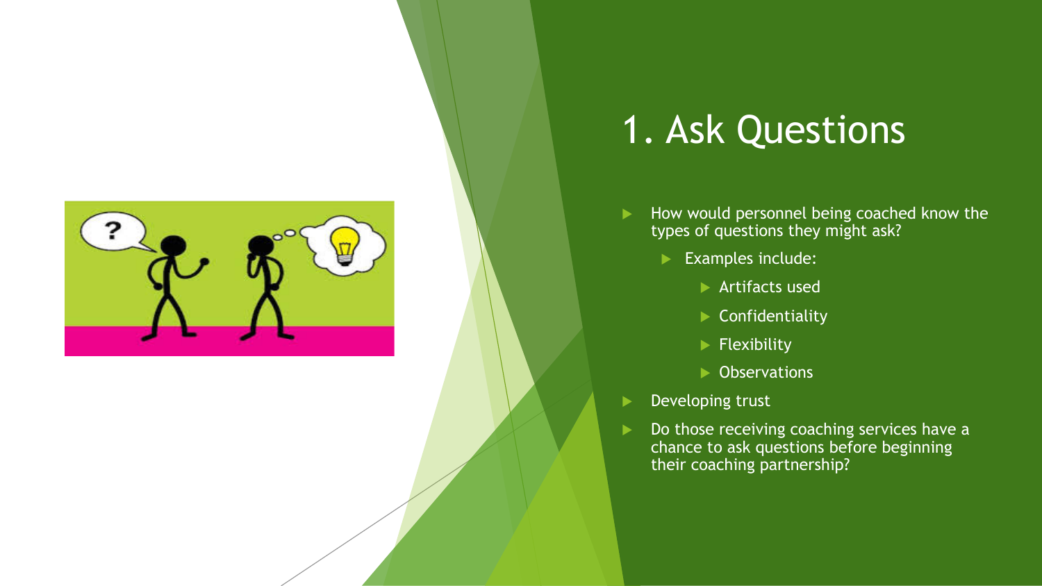# 1. Ask Questions

- How would personnel being coached know the types of questions they might ask?
  - Examples include:
    - Artifacts used
    - Confidentiality
    - Flexibility
    - Observations
- Developing trust
- Do those receiving coaching services have a chance to ask questions before beginning their coaching partnership?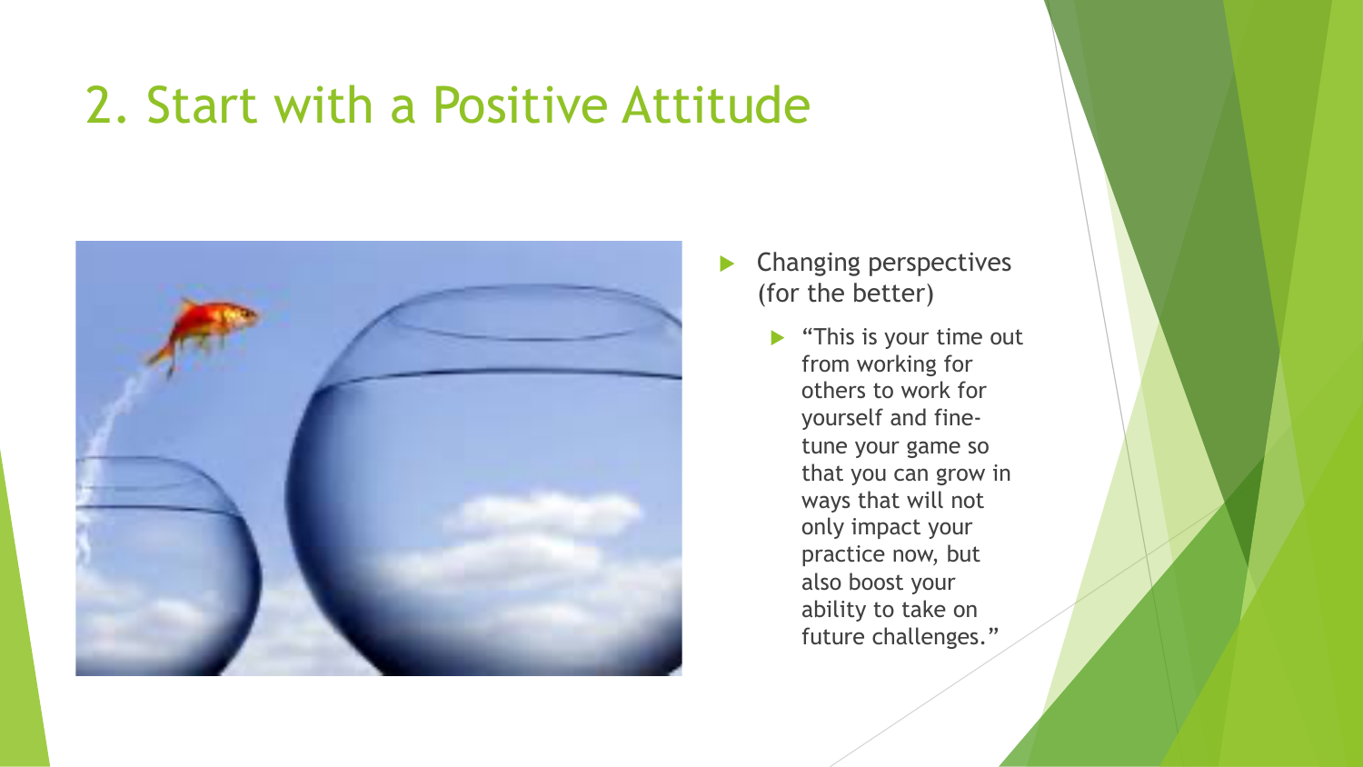# 2. Start with a Positive Attitude

- Changing perspectives (for the better)
  - "This is your time out from working for others to work for yourself and fine-tune your game so that you can grow in ways that will not only impact your practice now, but also boost your ability to take on future challenges."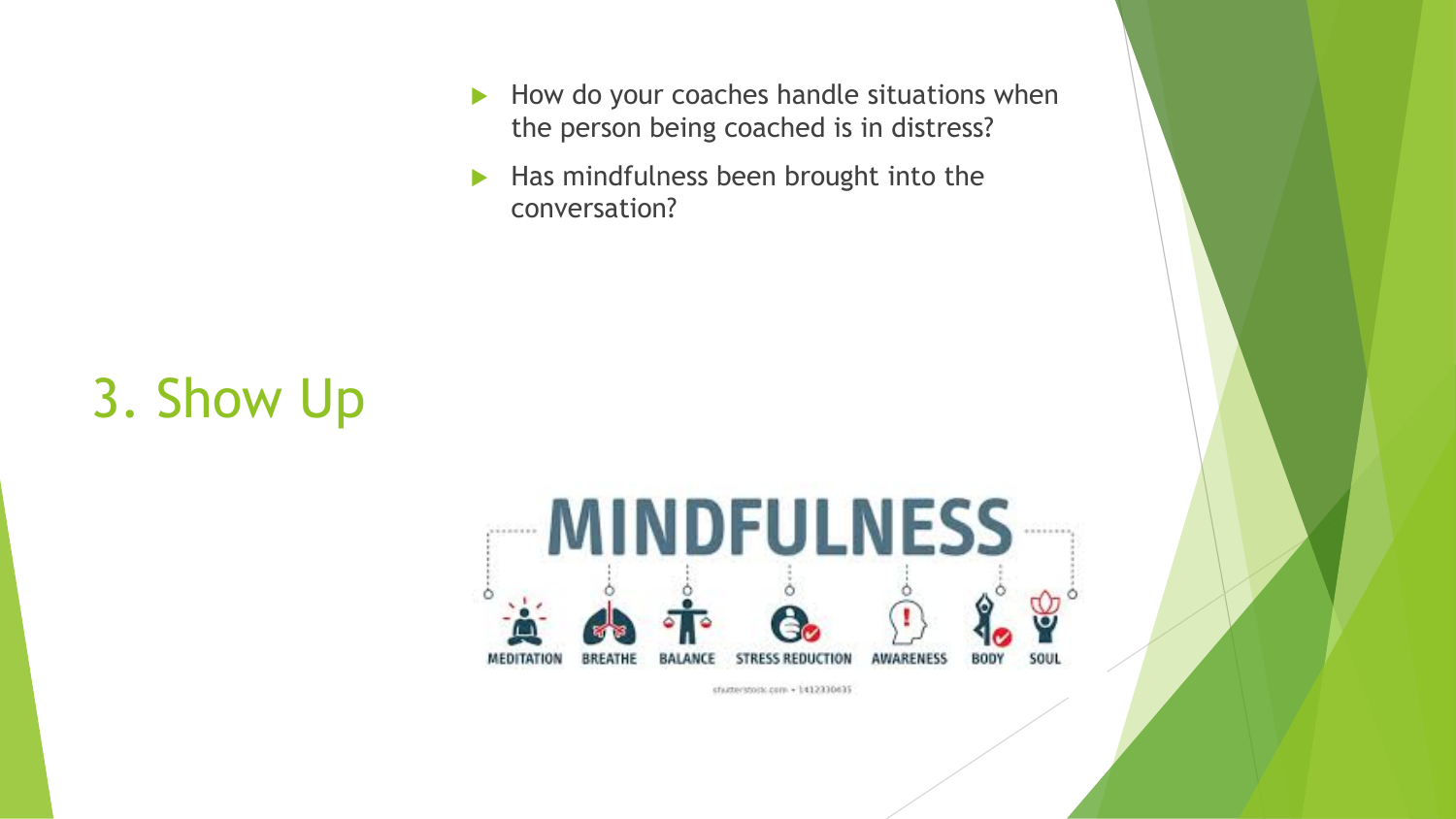# 3. Show Up

- How do your coaches handle situations when the person being coached is in distress?
- Has mindfulness been brought into the conversation?

MINDFULNESS

MEDITATION BREATHE BALANCE STRESS REDUCTION AWARENESS BODY SOUL

shutterstock.com • 1412330435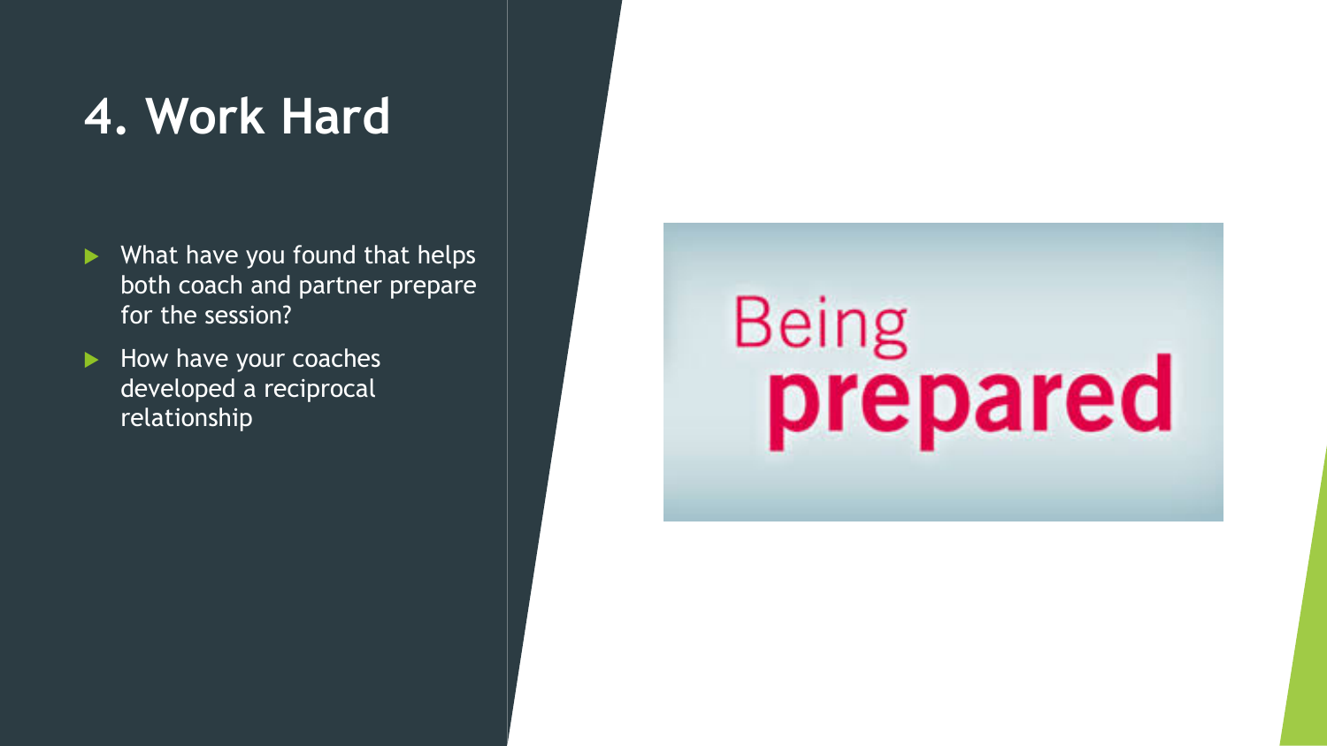# 4. Work Hard

- What have you found that helps both coach and partner prepare for the session?
- How have your coaches developed a reciprocal relationship

Being prepared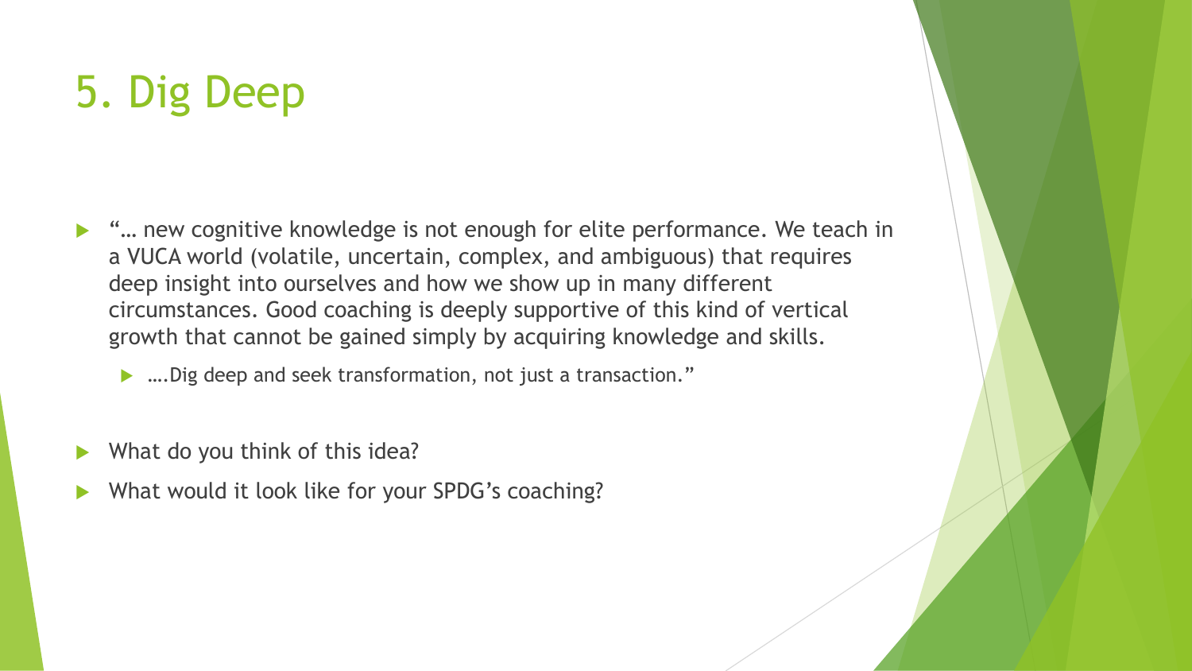# 5. Dig Deep

- "… new cognitive knowledge is not enough for elite performance. We teach in a VUCA world (volatile, uncertain, complex, and ambiguous) that requires deep insight into ourselves and how we show up in many different circumstances. Good coaching is deeply supportive of this kind of vertical growth that cannot be gained simply by acquiring knowledge and skills.
  - ….Dig deep and seek transformation, not just a transaction."
- What do you think of this idea?
- What would it look like for your SPDG's coaching?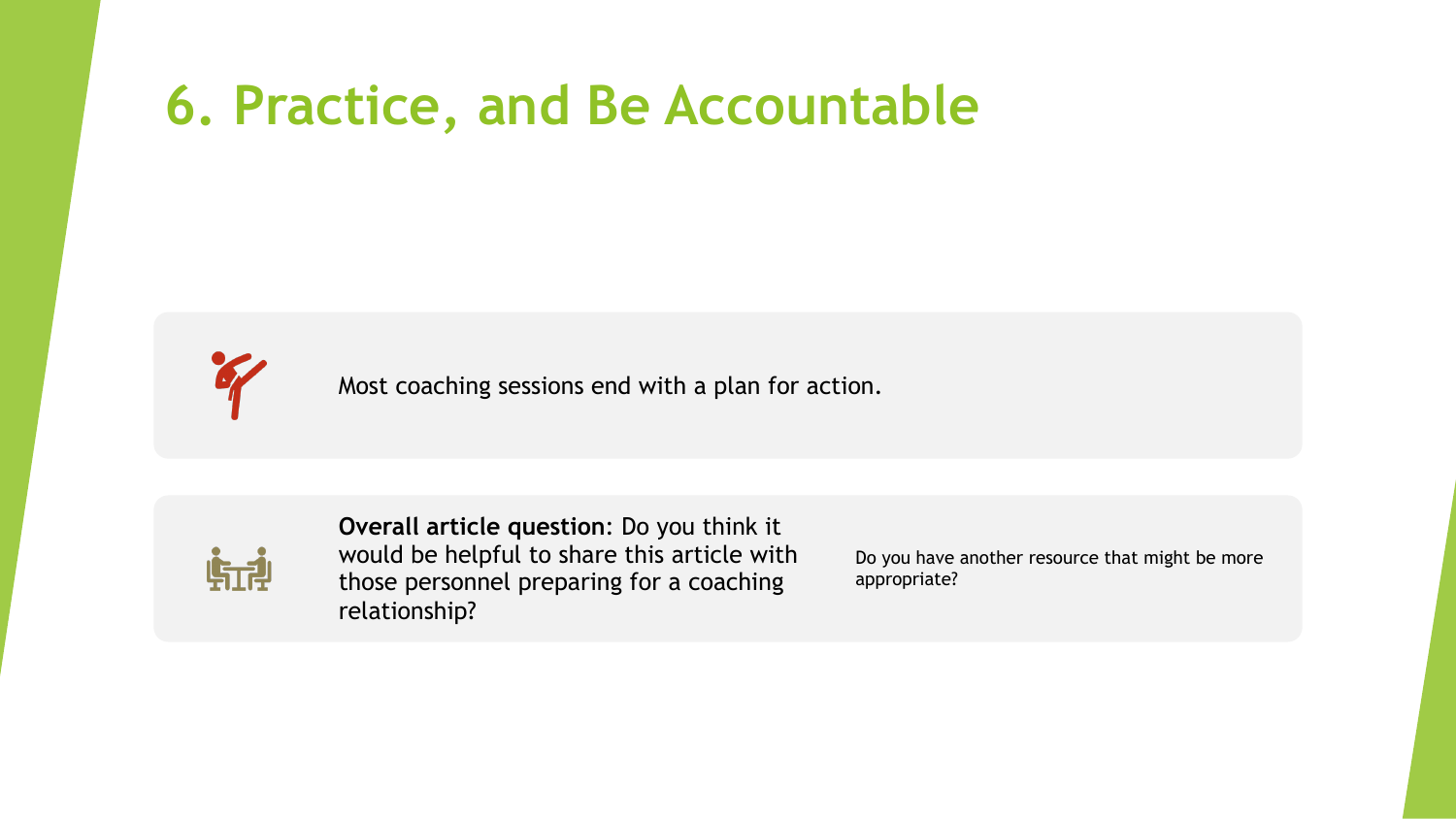# 6. Practice, and Be Accountable

Most coaching sessions end with a plan for action.

**Overall article question**: Do you think it would be helpful to share this article with those personnel preparing for a coaching relationship?

Do you have another resource that might be more appropriate?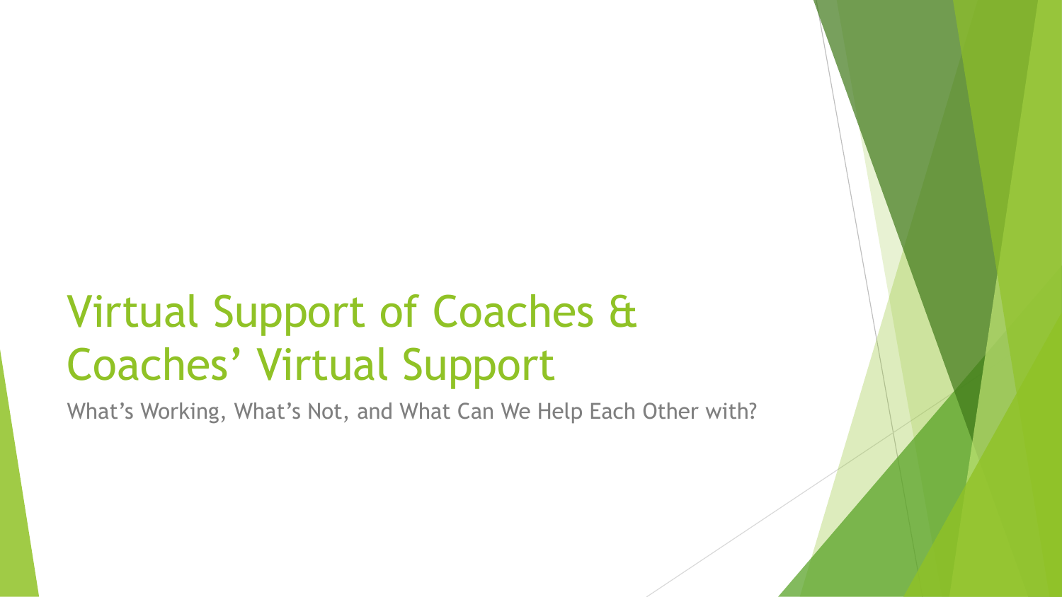# Virtual Support of Coaches & Coaches' Virtual Support

What's Working, What's Not, and What Can We Help Each Other with?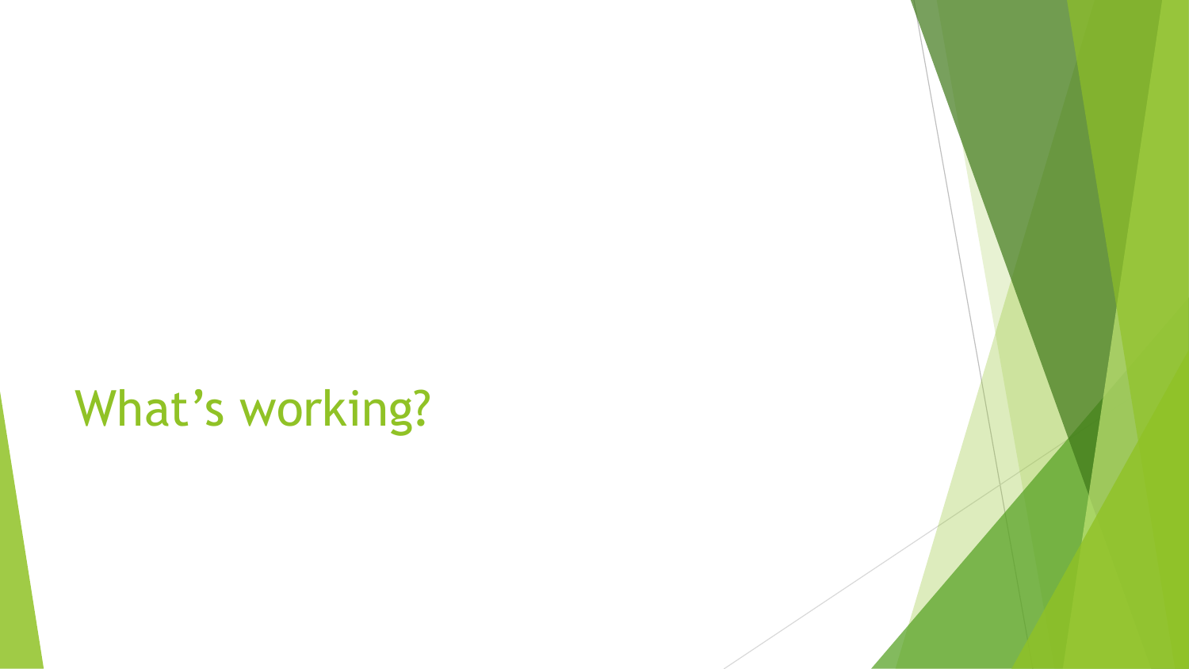# What’s working?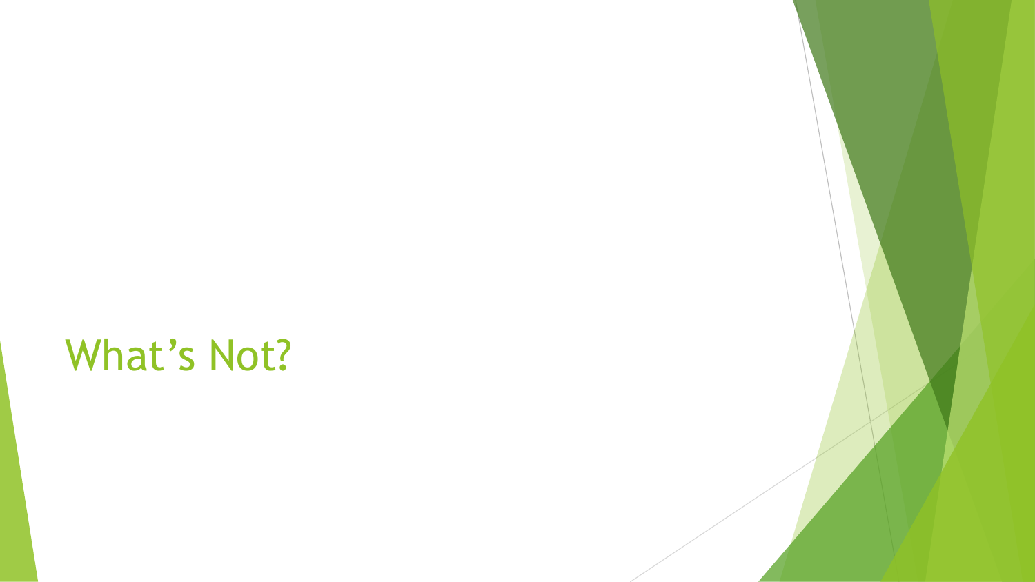# What’s Not?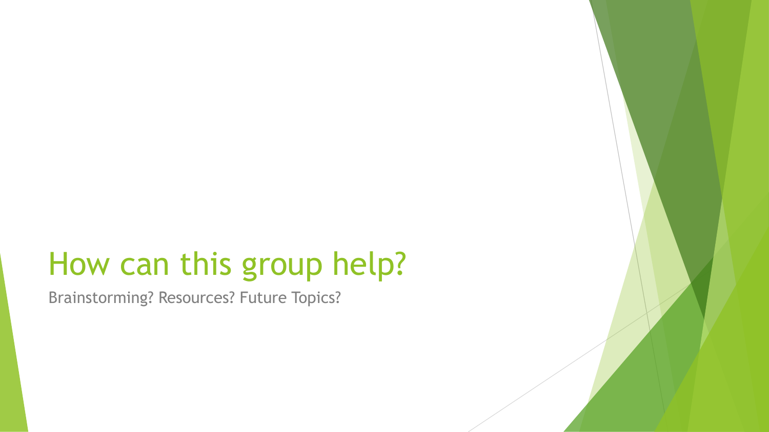# How can this group help?

Brainstorming? Resources? Future Topics?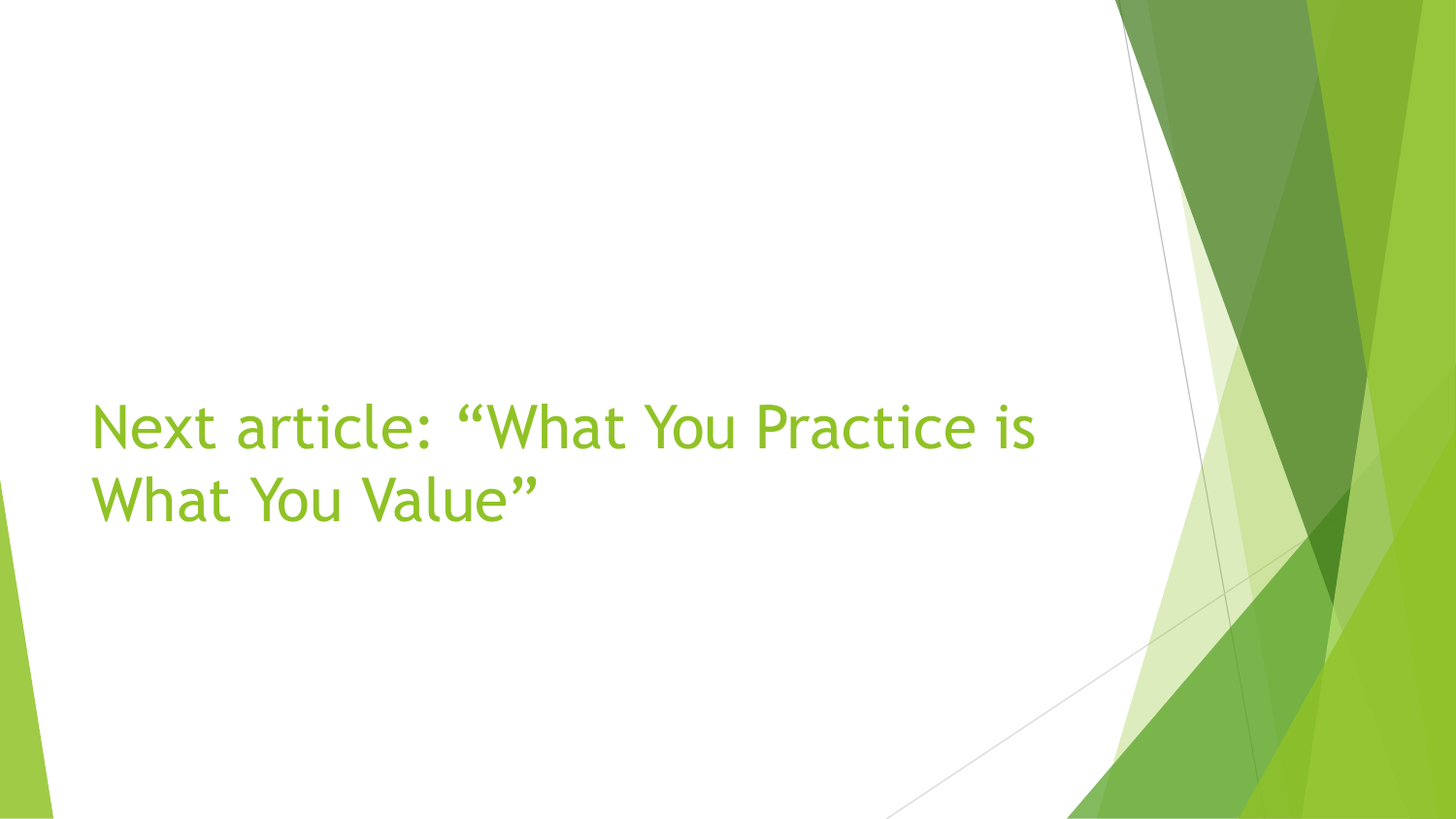# Next article: “What You Practice is What You Value”